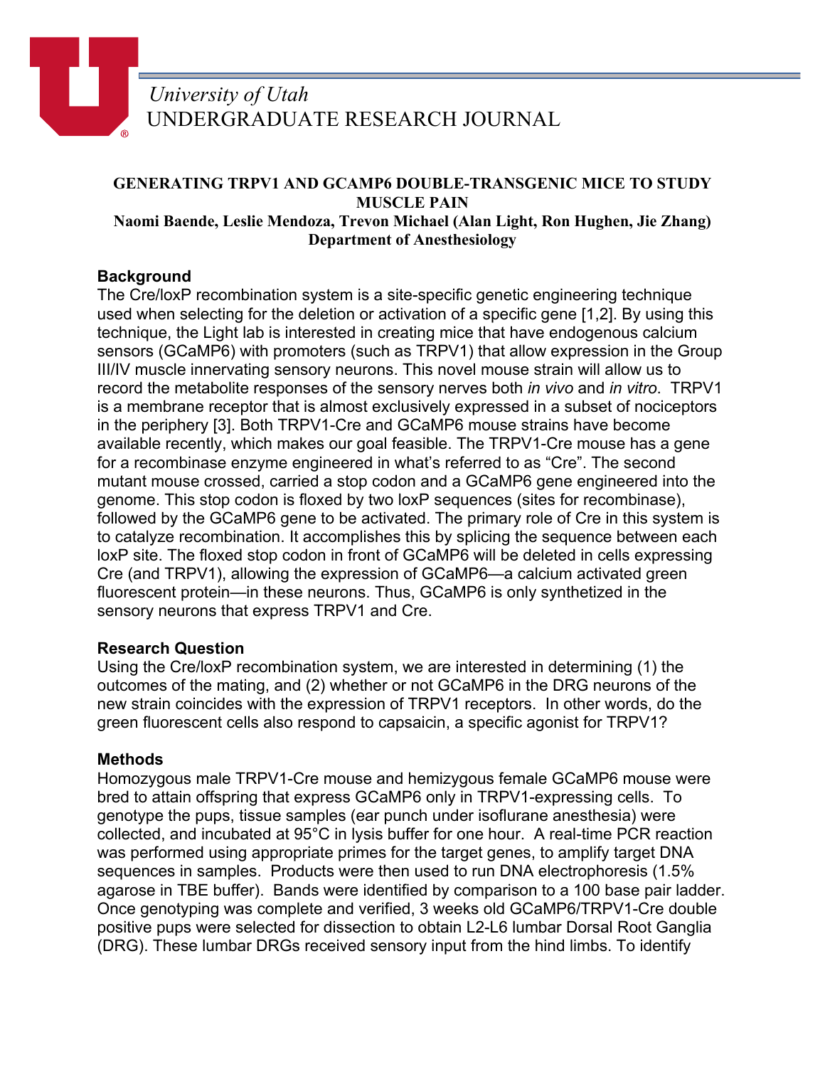University of Utah
UNDERGRADUATE RESEARCH JOURNAL

**GENERATING TRPV1 AND GCAMP6 DOUBLE-TRANSGENIC MICE TO STUDY MUSCLE PAIN**

**Naomi Baende, Leslie Mendoza, Trevon Michael (Alan Light, Ron Hughen, Jie Zhang)**

**Department of Anesthesiology**

## Background

The Cre/loxP recombination system is a site-specific genetic engineering technique used when selecting for the deletion or activation of a specific gene [1,2]. By using this technique, the Light lab is interested in creating mice that have endogenous calcium sensors (GCaMP6) with promoters (such as TRPV1) that allow expression in the Group III/IV muscle innervating sensory neurons. This novel mouse strain will allow us to record the metabolite responses of the sensory nerves both *in vivo* and *in vitro*. TRPV1 is a membrane receptor that is almost exclusively expressed in a subset of nociceptors in the periphery [3]. Both TRPV1-Cre and GCaMP6 mouse strains have become available recently, which makes our goal feasible. The TRPV1-Cre mouse has a gene for a recombinase enzyme engineered in what's referred to as "Cre". The second mutant mouse crossed, carried a stop codon and a GCaMP6 gene engineered into the genome. This stop codon is floxed by two loxP sequences (sites for recombinase), followed by the GCaMP6 gene to be activated. The primary role of Cre in this system is to catalyze recombination. It accomplishes this by splicing the sequence between each loxP site. The floxed stop codon in front of GCaMP6 will be deleted in cells expressing Cre (and TRPV1), allowing the expression of GCaMP6—a calcium activated green fluorescent protein—in these neurons. Thus, GCaMP6 is only synthetized in the sensory neurons that express TRPV1 and Cre.

## Research Question

Using the Cre/loxP recombination system, we are interested in determining (1) the outcomes of the mating, and (2) whether or not GCaMP6 in the DRG neurons of the new strain coincides with the expression of TRPV1 receptors. In other words, do the green fluorescent cells also respond to capsaicin, a specific agonist for TRPV1?

## Methods

Homozygous male TRPV1-Cre mouse and hemizygous female GCaMP6 mouse were bred to attain offspring that express GCaMP6 only in TRPV1-expressing cells. To genotype the pups, tissue samples (ear punch under isoflurane anesthesia) were collected, and incubated at 95°C in lysis buffer for one hour. A real-time PCR reaction was performed using appropriate primes for the target genes, to amplify target DNA sequences in samples. Products were then used to run DNA electrophoresis (1.5% agarose in TBE buffer). Bands were identified by comparison to a 100 base pair ladder. Once genotyping was complete and verified, 3 weeks old GCaMP6/TRPV1-Cre double positive pups were selected for dissection to obtain L2-L6 lumbar Dorsal Root Ganglia (DRG). These lumbar DRGs received sensory input from the hind limbs. To identify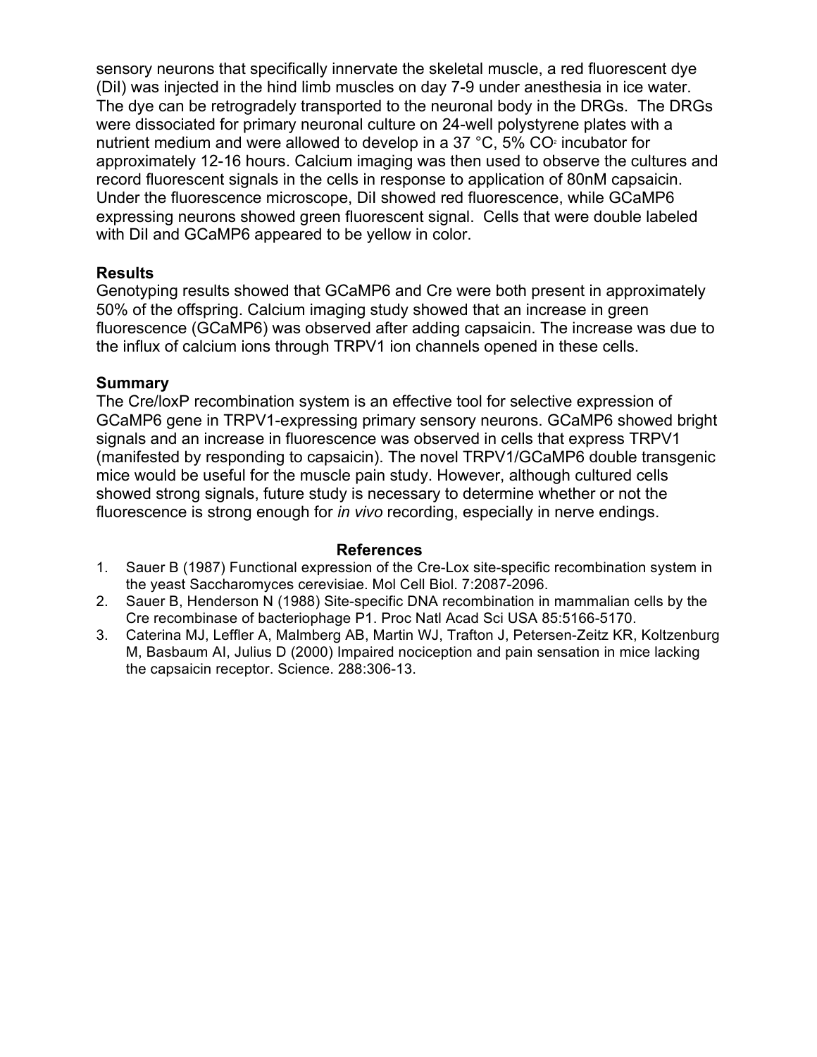sensory neurons that specifically innervate the skeletal muscle, a red fluorescent dye (DiI) was injected in the hind limb muscles on day 7-9 under anesthesia in ice water. The dye can be retrogradely transported to the neuronal body in the DRGs. The DRGs were dissociated for primary neuronal culture on 24-well polystyrene plates with a nutrient medium and were allowed to develop in a 37 °C, 5% $CO_2$ incubator for approximately 12-16 hours. Calcium imaging was then used to observe the cultures and record fluorescent signals in the cells in response to application of 80nM capsaicin. Under the fluorescence microscope, DiI showed red fluorescence, while GCaMP6 expressing neurons showed green fluorescent signal. Cells that were double labeled with DiI and GCaMP6 appeared to be yellow in color.

**Results**

Genotyping results showed that GCaMP6 and Cre were both present in approximately 50% of the offspring. Calcium imaging study showed that an increase in green fluorescence (GCaMP6) was observed after adding capsaicin. The increase was due to the influx of calcium ions through TRPV1 ion channels opened in these cells.

**Summary**

The Cre/loxP recombination system is an effective tool for selective expression of GCaMP6 gene in TRPV1-expressing primary sensory neurons. GCaMP6 showed bright signals and an increase in fluorescence was observed in cells that express TRPV1 (manifested by responding to capsaicin). The novel TRPV1/GCaMP6 double transgenic mice would be useful for the muscle pain study. However, although cultured cells showed strong signals, future study is necessary to determine whether or not the fluorescence is strong enough for *in vivo* recording, especially in nerve endings.

**References**

1. Sauer B (1987) Functional expression of the Cre-Lox site-specific recombination system in the yeast Saccharomyces cerevisiae. Mol Cell Biol. 7:2087-2096.
2. Sauer B, Henderson N (1988) Site-specific DNA recombination in mammalian cells by the Cre recombinase of bacteriophage P1. Proc Natl Acad Sci USA 85:5166-5170.
3. Caterina MJ, Leffler A, Malmberg AB, Martin WJ, Trafton J, Petersen-Zeitz KR, Koltzenburg M, Basbaum AI, Julius D (2000) Impaired nociception and pain sensation in mice lacking the capsaicin receptor. Science. 288:306-13.